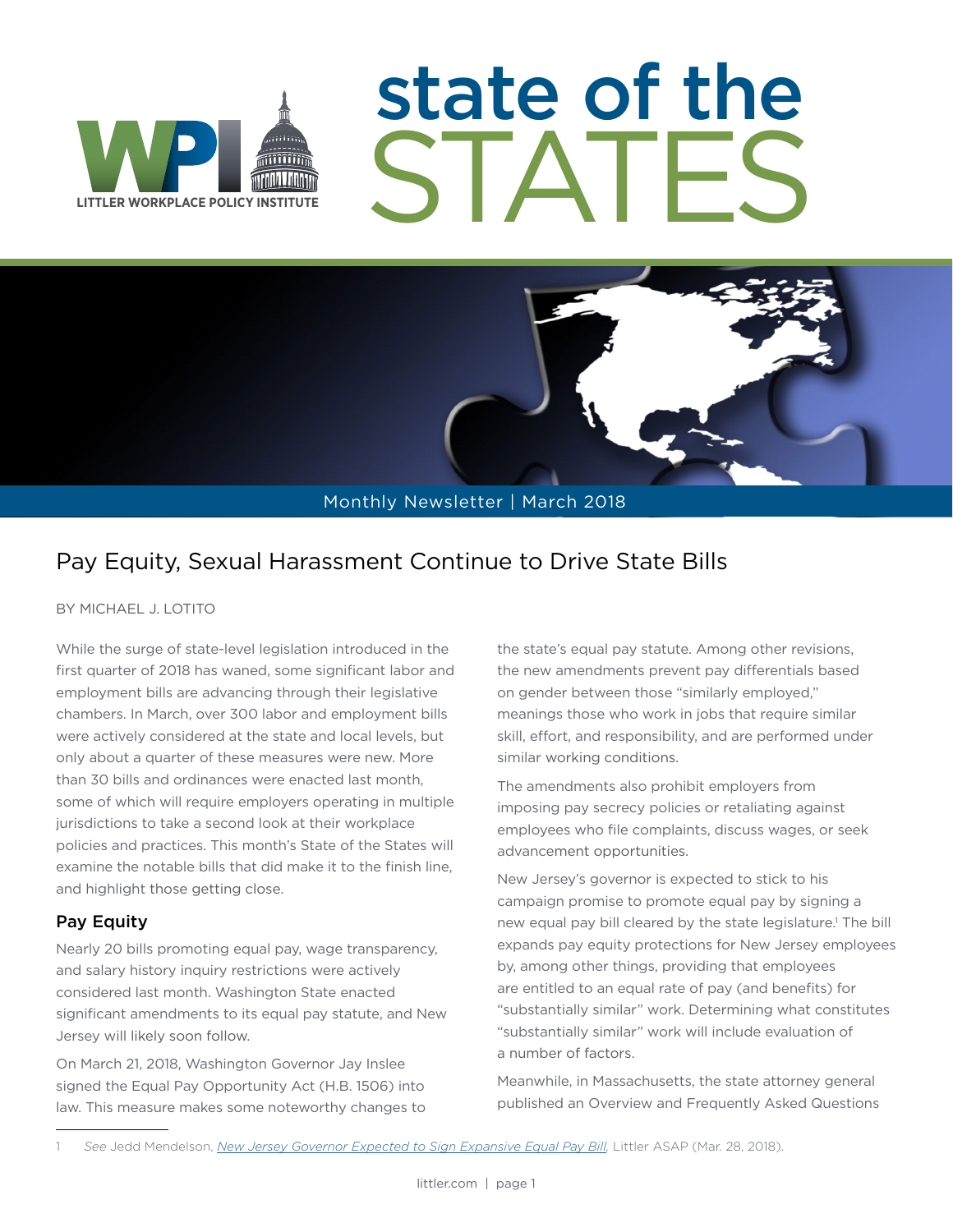LITTLER WORKPLACE POLICY INSTITUTE

# state of the STATES

Monthly Newsletter | March 2018

## Pay Equity, Sexual Harassment Continue to Drive State Bills

BY MICHAEL J. LOTITO

While the surge of state-level legislation introduced in the first quarter of 2018 has waned, some significant labor and employment bills are advancing through their legislative chambers. In March, over 300 labor and employment bills were actively considered at the state and local levels, but only about a quarter of these measures were new. More than 30 bills and ordinances were enacted last month, some of which will require employers operating in multiple jurisdictions to take a second look at their workplace policies and practices. This month's State of the States will examine the notable bills that did make it to the finish line, and highlight those getting close.

### Pay Equity

Nearly 20 bills promoting equal pay, wage transparency, and salary history inquiry restrictions were actively considered last month. Washington State enacted significant amendments to its equal pay statute, and New Jersey will likely soon follow.

On March 21, 2018, Washington Governor Jay Inslee signed the Equal Pay Opportunity Act (H.B. 1506) into law. This measure makes some noteworthy changes to the state's equal pay statute. Among other revisions, the new amendments prevent pay differentials based on gender between those "similarly employed," meanings those who work in jobs that require similar skill, effort, and responsibility, and are performed under similar working conditions.

The amendments also prohibit employers from imposing pay secrecy policies or retaliating against employees who file complaints, discuss wages, or seek advancement opportunities.

New Jersey's governor is expected to stick to his campaign promise to promote equal pay by signing a new equal pay bill cleared by the state legislature.[1] The bill expands pay equity protections for New Jersey employees by, among other things, providing that employees are entitled to an equal rate of pay (and benefits) for "substantially similar" work. Determining what constitutes "substantially similar" work will include evaluation of a number of factors.

Meanwhile, in Massachusetts, the state attorney general published an Overview and Frequently Asked Questions

---

1 *See* Jedd Mendelson, *New Jersey Governor Expected to Sign Expansive Equal Pay Bill*, Littler ASAP (Mar. 28, 2018).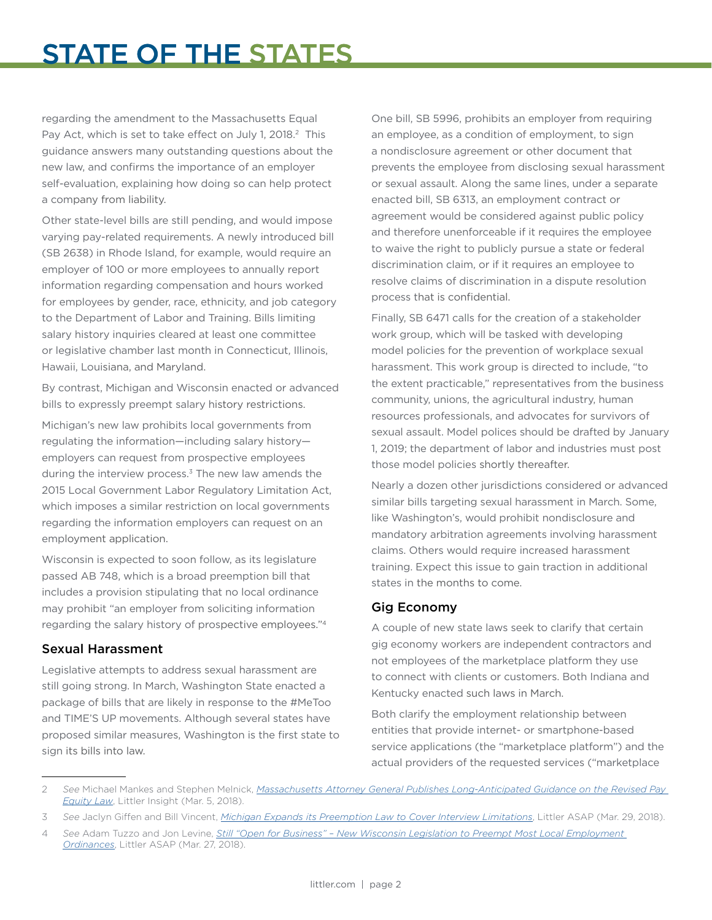regarding the amendment to the Massachusetts Equal Pay Act, which is set to take effect on July 1, 2018.[2] This guidance answers many outstanding questions about the new law, and confirms the importance of an employer self-evaluation, explaining how doing so can help protect a company from liability.

Other state-level bills are still pending, and would impose varying pay-related requirements. A newly introduced bill (SB 2638) in Rhode Island, for example, would require an employer of 100 or more employees to annually report information regarding compensation and hours worked for employees by gender, race, ethnicity, and job category to the Department of Labor and Training. Bills limiting salary history inquiries cleared at least one committee or legislative chamber last month in Connecticut, Illinois, Hawaii, Louisiana, and Maryland.

By contrast, Michigan and Wisconsin enacted or advanced bills to expressly preempt salary history restrictions.

Michigan's new law prohibits local governments from regulating the information—including salary history—employers can request from prospective employees during the interview process.[3] The new law amends the 2015 Local Government Labor Regulatory Limitation Act, which imposes a similar restriction on local governments regarding the information employers can request on an employment application.

Wisconsin is expected to soon follow, as its legislature passed AB 748, which is a broad preemption bill that includes a provision stipulating that no local ordinance may prohibit "an employer from soliciting information regarding the salary history of prospective employees."[4]

### Sexual Harassment

Legislative attempts to address sexual harassment are still going strong. In March, Washington State enacted a package of bills that are likely in response to the #MeToo and TIME'S UP movements. Although several states have proposed similar measures, Washington is the first state to sign its bills into law.

One bill, SB 5996, prohibits an employer from requiring an employee, as a condition of employment, to sign a nondisclosure agreement or other document that prevents the employee from disclosing sexual harassment or sexual assault. Along the same lines, under a separate enacted bill, SB 6313, an employment contract or agreement would be considered against public policy and therefore unenforceable if it requires the employee to waive the right to publicly pursue a state or federal discrimination claim, or if it requires an employee to resolve claims of discrimination in a dispute resolution process that is confidential.

Finally, SB 6471 calls for the creation of a stakeholder work group, which will be tasked with developing model policies for the prevention of workplace sexual harassment. This work group is directed to include, "to the extent practicable," representatives from the business community, unions, the agricultural industry, human resources professionals, and advocates for survivors of sexual assault. Model polices should be drafted by January 1, 2019; the department of labor and industries must post those model policies shortly thereafter.

Nearly a dozen other jurisdictions considered or advanced similar bills targeting sexual harassment in March. Some, like Washington's, would prohibit nondisclosure and mandatory arbitration agreements involving harassment claims. Others would require increased harassment training. Expect this issue to gain traction in additional states in the months to come.

### Gig Economy

A couple of new state laws seek to clarify that certain gig economy workers are independent contractors and not employees of the marketplace platform they use to connect with clients or customers. Both Indiana and Kentucky enacted such laws in March.

Both clarify the employment relationship between entities that provide internet- or smartphone-based service applications (the "marketplace platform") and the actual providers of the requested services ("marketplace

---

2 *See* Michael Mankes and Stephen Melnick, *Massachusetts Attorney General Publishes Long-Anticipated Guidance on the Revised Pay Equity Law*, Littler Insight (Mar. 5, 2018).

3 *See* Jaclyn Giffen and Bill Vincent, *Michigan Expands its Preemption Law to Cover Interview Limitations*, Littler ASAP (Mar. 29, 2018).

4 *See* Adam Tuzzo and Jon Levine, *Still "Open for Business" – New Wisconsin Legislation to Preempt Most Local Employment Ordinances*, Littler ASAP (Mar. 27, 2018).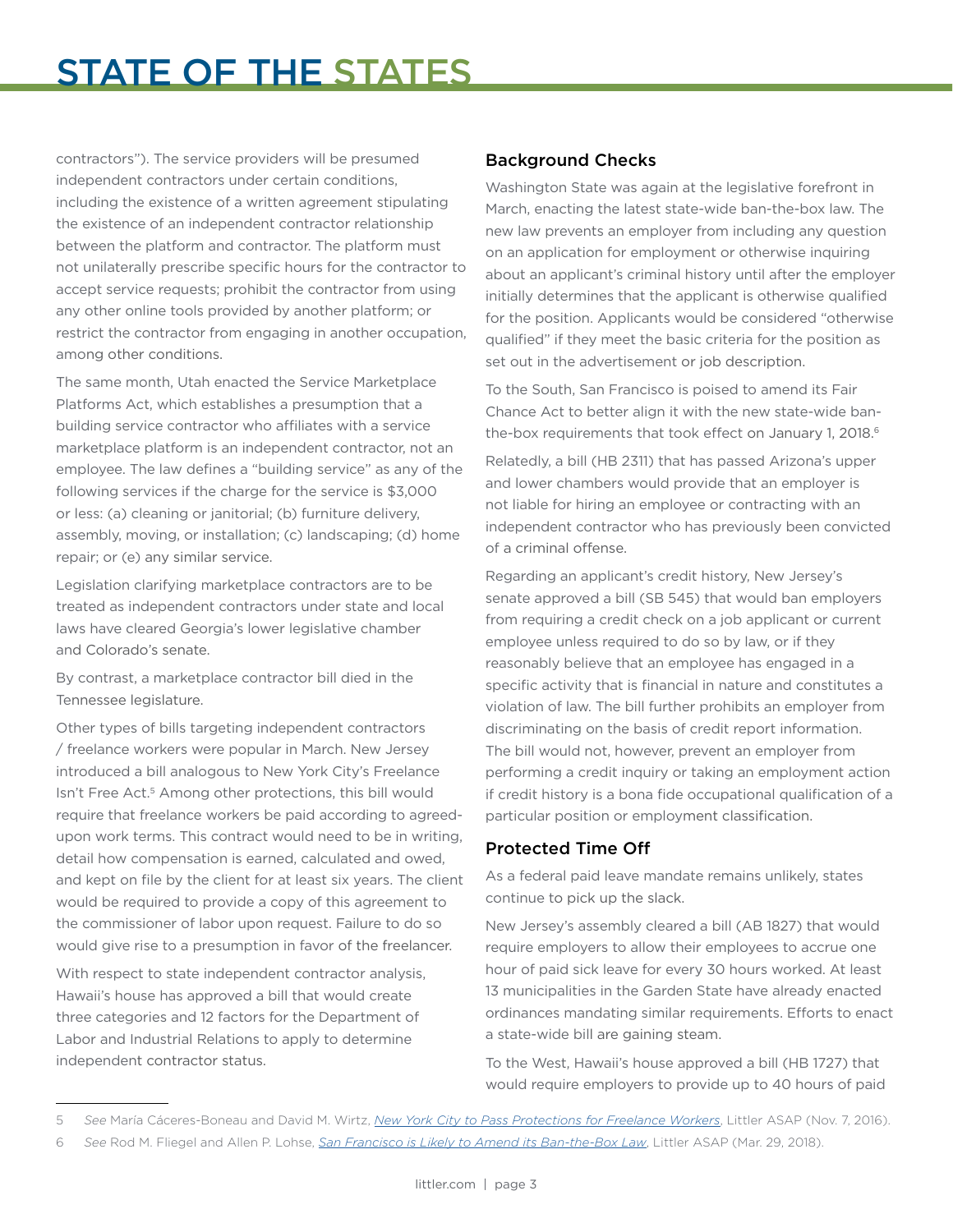contractors"). The service providers will be presumed independent contractors under certain conditions, including the existence of a written agreement stipulating the existence of an independent contractor relationship between the platform and contractor. The platform must not unilaterally prescribe specific hours for the contractor to accept service requests; prohibit the contractor from using any other online tools provided by another platform; or restrict the contractor from engaging in another occupation, among other conditions.

The same month, Utah enacted the Service Marketplace Platforms Act, which establishes a presumption that a building service contractor who affiliates with a service marketplace platform is an independent contractor, not an employee. The law defines a "building service" as any of the following services if the charge for the service is $3,000 or less: (a) cleaning or janitorial; (b) furniture delivery, assembly, moving, or installation; (c) landscaping; (d) home repair; or (e) any similar service.

Legislation clarifying marketplace contractors are to be treated as independent contractors under state and local laws have cleared Georgia's lower legislative chamber and Colorado's senate.

By contrast, a marketplace contractor bill died in the Tennessee legislature.

Other types of bills targeting independent contractors / freelance workers were popular in March. New Jersey introduced a bill analogous to New York City's Freelance Isn't Free Act.[5] Among other protections, this bill would require that freelance workers be paid according to agreed-upon work terms. This contract would need to be in writing, detail how compensation is earned, calculated and owed, and kept on file by the client for at least six years. The client would be required to provide a copy of this agreement to the commissioner of labor upon request. Failure to do so would give rise to a presumption in favor of the freelancer.

With respect to state independent contractor analysis, Hawaii's house has approved a bill that would create three categories and 12 factors for the Department of Labor and Industrial Relations to apply to determine independent contractor status.

### Background Checks

Washington State was again at the legislative forefront in March, enacting the latest state-wide ban-the-box law. The new law prevents an employer from including any question on an application for employment or otherwise inquiring about an applicant's criminal history until after the employer initially determines that the applicant is otherwise qualified for the position. Applicants would be considered "otherwise qualified" if they meet the basic criteria for the position as set out in the advertisement or job description.

To the South, San Francisco is poised to amend its Fair Chance Act to better align it with the new state-wide ban-the-box requirements that took effect on January 1, 2018.[6]

Relatedly, a bill (HB 2311) that has passed Arizona's upper and lower chambers would provide that an employer is not liable for hiring an employee or contracting with an independent contractor who has previously been convicted of a criminal offense.

Regarding an applicant's credit history, New Jersey's senate approved a bill (SB 545) that would ban employers from requiring a credit check on a job applicant or current employee unless required to do so by law, or if they reasonably believe that an employee has engaged in a specific activity that is financial in nature and constitutes a violation of law. The bill further prohibits an employer from discriminating on the basis of credit report information. The bill would not, however, prevent an employer from performing a credit inquiry or taking an employment action if credit history is a bona fide occupational qualification of a particular position or employment classification.

### Protected Time Off

As a federal paid leave mandate remains unlikely, states continue to pick up the slack.

New Jersey's assembly cleared a bill (AB 1827) that would require employers to allow their employees to accrue one hour of paid sick leave for every 30 hours worked. At least 13 municipalities in the Garden State have already enacted ordinances mandating similar requirements. Efforts to enact a state-wide bill are gaining steam.

To the West, Hawaii's house approved a bill (HB 1727) that would require employers to provide up to 40 hours of paid

---

5 *See* María Cáceres-Boneau and David M. Wirtz, *New York City to Pass Protections for Freelance Workers*, Littler ASAP (Nov. 7, 2016).

6 *See* Rod M. Fliegel and Allen P. Lohse, *San Francisco is Likely to Amend its Ban-the-Box Law*, Littler ASAP (Mar. 29, 2018).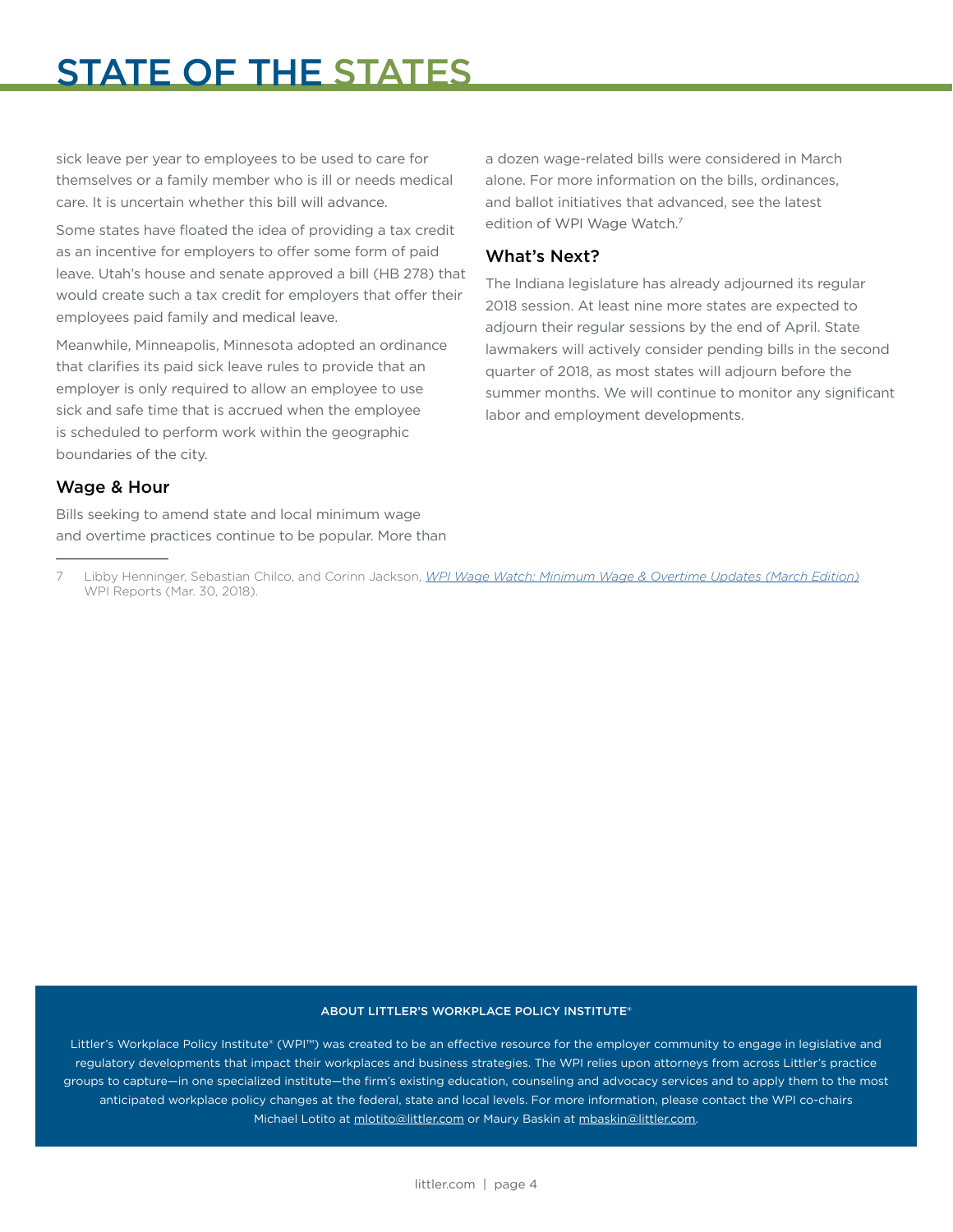sick leave per year to employees to be used to care for themselves or a family member who is ill or needs medical care. It is uncertain whether this bill will advance.

Some states have floated the idea of providing a tax credit as an incentive for employers to offer some form of paid leave. Utah's house and senate approved a bill (HB 278) that would create such a tax credit for employers that offer their employees paid family and medical leave.

Meanwhile, Minneapolis, Minnesota adopted an ordinance that clarifies its paid sick leave rules to provide that an employer is only required to allow an employee to use sick and safe time that is accrued when the employee is scheduled to perform work within the geographic boundaries of the city.

### Wage & Hour

Bills seeking to amend state and local minimum wage and overtime practices continue to be popular. More than a dozen wage-related bills were considered in March alone. For more information on the bills, ordinances, and ballot initiatives that advanced, see the latest edition of WPI Wage Watch.[7]

### What's Next?

The Indiana legislature has already adjourned its regular 2018 session. At least nine more states are expected to adjourn their regular sessions by the end of April. State lawmakers will actively consider pending bills in the second quarter of 2018, as most states will adjourn before the summer months. We will continue to monitor any significant labor and employment developments.

---

7 Libby Henninger, Sebastian Chilco, and Corinn Jackson, *WPI Wage Watch: Minimum Wage & Overtime Updates (March Edition)* WPI Reports (Mar. 30, 2018).

**ABOUT LITTLER'S WORKPLACE POLICY INSTITUTE®**

Littler's Workplace Policy Institute® (WPI™) was created to be an effective resource for the employer community to engage in legislative and regulatory developments that impact their workplaces and business strategies. The WPI relies upon attorneys from across Littler's practice groups to capture—in one specialized institute—the firm's existing education, counseling and advocacy services and to apply them to the most anticipated workplace policy changes at the federal, state and local levels. For more information, please contact the WPI co-chairs Michael Lotito at mlotito@littler.com or Maury Baskin at mbaskin@littler.com.